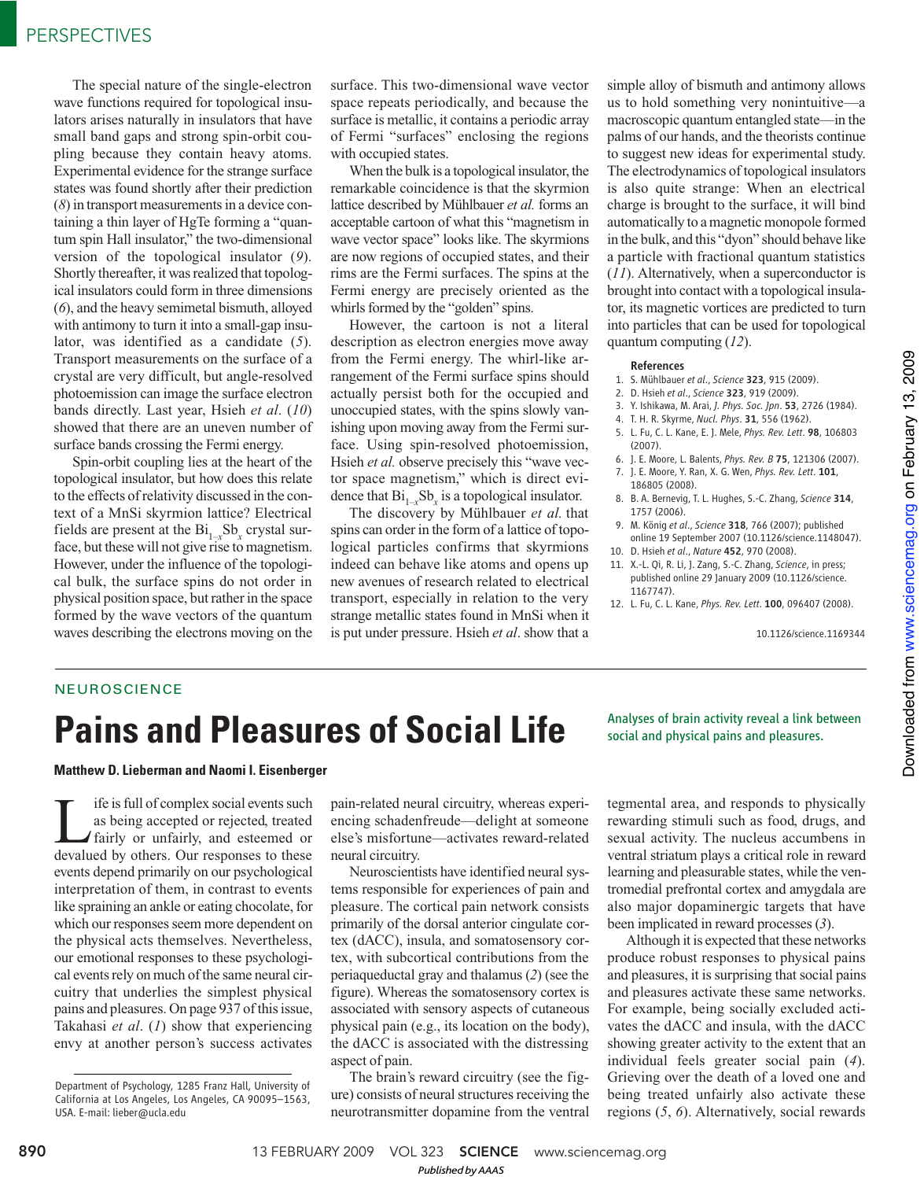The special nature of the single-electron wave functions required for topological insulators arises naturally in insulators that have small band gaps and strong spin-orbit coupling because they contain heavy atoms. Experimental evidence for the strange surface states was found shortly after their prediction (*8*) in transport measurements in a device containing a thin layer of HgTe forming a "quantum spin Hall insulator," the two-dimensional version of the topological insulator (*9*). Shortly thereafter, it was realized that topological insulators could form in three dimensions (*6*), and the heavy semimetal bismuth, alloyed with antimony to turn it into a small-gap insulator, was identified as a candidate (*5*). Transport measurements on the surface of a crystal are very difficult, but angle-resolved photoemission can image the surface electron bands directly. Last year, Hsieh *et al*. (*10*) showed that there are an uneven number of surface bands crossing the Fermi energy.

Spin-orbit coupling lies at the heart of the topological insulator, but how does this relate to the effects of relativity discussed in the context of a MnSi skyrmion lattice? Electrical fields are present at the $Bi_{1-x}Sb_x$ crystal surface, but these will not give rise to magnetism. However, under the influence of the topological bulk, the surface spins do not order in physical position space, but rather in the space formed by the wave vectors of the quantum waves describing the electrons moving on the surface. This two-dimensional wave vector space repeats periodically, and because the surface is metallic, it contains a periodic array of Fermi "surfaces" enclosing the regions with occupied states.

When the bulk is a topological insulator, the remarkable coincidence is that the skyrmion lattice described by Mühlbauer *et al.* forms an acceptable cartoon of what this "magnetism in wave vector space" looks like. The skyrmions are now regions of occupied states, and their rims are the Fermi surfaces. The spins at the Fermi energy are precisely oriented as the whirls formed by the "golden" spins.

However, the cartoon is not a literal description as electron energies move away from the Fermi energy. The whirl-like arrangement of the Fermi surface spins should actually persist both for the occupied and unoccupied states, with the spins slowly vanishing upon moving away from the Fermi surface. Using spin-resolved photoemission, Hsieh *et al.* observe precisely this "wave vector space magnetism," which is direct evidence that $Bi_{1-x}Sb_x$ is a topological insulator.

The discovery by Mühlbauer *et al.* that spins can order in the form of a lattice of topological particles confirms that skyrmions indeed can behave like atoms and opens up new avenues of research related to electrical transport, especially in relation to the very strange metallic states found in MnSi when it is put under pressure. Hsieh *et al*. show that a simple alloy of bismuth and antimony allows us to hold something very nonintuitive—a macroscopic quantum entangled state—in the palms of our hands, and the theorists continue to suggest new ideas for experimental study. The electrodynamics of topological insulators is also quite strange: When an electrical charge is brought to the surface, it will bind automatically to a magnetic monopole formed in the bulk, and this "dyon" should behave like a particle with fractional quantum statistics (*11*). Alternatively, when a superconductor is brought into contact with a topological insulator, its magnetic vortices are predicted to turn into particles that can be used for topological quantum computing (*12*).

### References

1. S. Mühlbauer *et al*., *Science* **323**, 915 (2009).
2. D. Hsieh *et al*., *Science* **323**, 919 (2009).
3. Y. Ishikawa, M. Arai, *J. Phys. Soc. Jpn*. **53**, 2726 (1984).
4. T. H. R. Skyrme, *Nucl. Phys*. **31**, 556 (1962).
5. L. Fu, C. L. Kane, E. J. Mele, *Phys. Rev. Lett*. **98**, 106803 (2007).
6. J. E. Moore, L. Balents, *Phys. Rev. B* **75**, 121306 (2007).
7. J. E. Moore, Y. Ran, X. G. Wen, *Phys. Rev. Lett*. **101**, 186805 (2008).
8. B. A. Bernevig, T. L. Hughes, S.-C. Zhang, *Science* **314**, 1757 (2006).
9. M. König *et al*., *Science* **318**, 766 (2007); published online 19 September 2007 (10.1126/science.1148047).
10. D. Hsieh *et al*., *Nature* **452**, 970 (2008).
11. X.-L. Qi, R. Li, J. Zang, S.-C. Zhang, *Science*, in press; published online 29 January 2009 (10.1126/science.1167747).
12. L. Fu, C. L. Kane, *Phys. Rev. Lett*. **100**, 096407 (2008).

10.1126/science.1169344

---

NEUROSCIENCE

# Pains and Pleasures of Social Life

*Analyses of brain activity reveal a link between social and physical pains and pleasures.*

**Matthew D. Lieberman and Naomi I. Eisenberger**

Life is full of complex social events such as being accepted or rejected, treated fairly or unfairly, and esteemed or devalued by others. Our responses to these events depend primarily on our psychological interpretation of them, in contrast to events like spraining an ankle or eating chocolate, for which our responses seem more dependent on the physical acts themselves. Nevertheless, our emotional responses to these psychological events rely on much of the same neural circuitry that underlies the simplest physical pains and pleasures. On page 937 of this issue, Takahasi *et al*. (*1*) show that experiencing envy at another person's success activates pain-related neural circuitry, whereas experiencing schadenfreude—delight at someone else's misfortune—activates reward-related neural circuitry.

Neuroscientists have identified neural systems responsible for experiences of pain and pleasure. The cortical pain network consists primarily of the dorsal anterior cingulate cortex (dACC), insula, and somatosensory cortex, with subcortical contributions from the periaqueductal gray and thalamus (*2*) (see the figure). Whereas the somatosensory cortex is associated with sensory aspects of cutaneous physical pain (e.g., its location on the body), the dACC is associated with the distressing aspect of pain.

The brain's reward circuitry (see the figure) consists of neural structures receiving the neurotransmitter dopamine from the ventral tegmental area, and responds to physically rewarding stimuli such as food, drugs, and sexual activity. The nucleus accumbens in ventral striatum plays a critical role in reward learning and pleasurable states, while the ventromedial prefrontal cortex and amygdala are also major dopaminergic targets that have been implicated in reward processes (*3*).

Although it is expected that these networks produce robust responses to physical pains and pleasures, it is surprising that social pains and pleasures activate these same networks. For example, being socially excluded activates the dACC and insula, with the dACC showing greater activity to the extent that an individual feels greater social pain (*4*). Grieving over the death of a loved one and being treated unfairly also activate these regions (*5*, *6*). Alternatively, social rewards

Department of Psychology, 1285 Franz Hall, University of California at Los Angeles, Los Angeles, CA 90095–1563, USA. E-mail: lieber@ucla.edu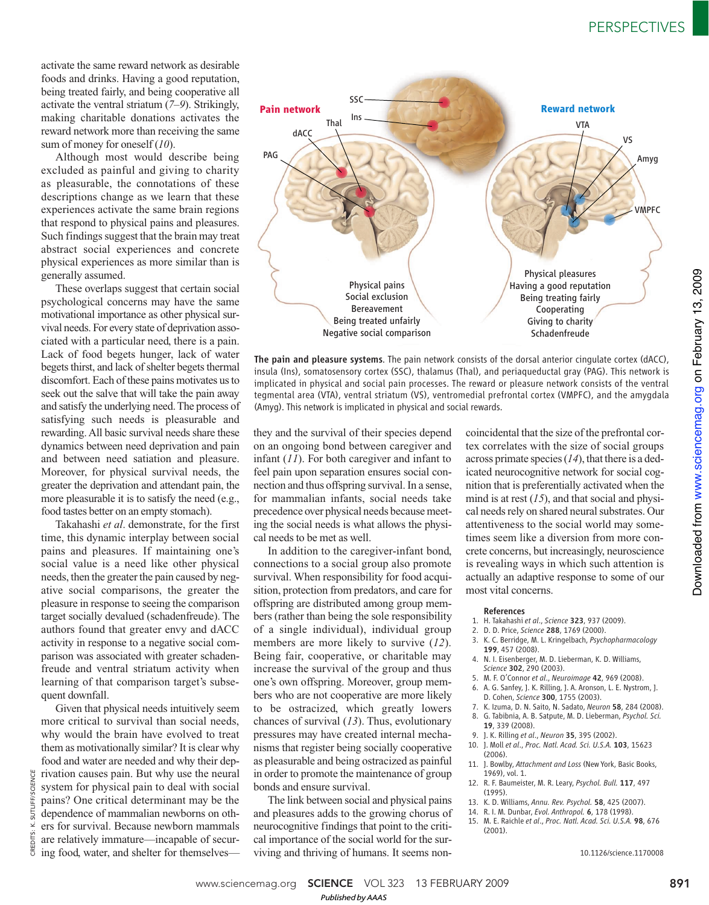activate the same reward network as desirable foods and drinks. Having a good reputation, being treated fairly, and being cooperative all activate the ventral striatum (*7*–*9*). Strikingly, making charitable donations activates the reward network more than receiving the same sum of money for oneself (*10*).

Although most would describe being excluded as painful and giving to charity as pleasurable, the connotations of these descriptions change as we learn that these experiences activate the same brain regions that respond to physical pains and pleasures. Such findings suggest that the brain may treat abstract social experiences and concrete physical experiences as more similar than is generally assumed.

These overlaps suggest that certain social psychological concerns may have the same motivational importance as other physical survival needs. For every state of deprivation associated with a particular need, there is a pain. Lack of food begets hunger, lack of water begets thirst, and lack of shelter begets thermal discomfort. Each of these pains motivates us to seek out the salve that will take the pain away and satisfy the underlying need. The process of satisfying such needs is pleasurable and rewarding. All basic survival needs share these dynamics between need deprivation and pain and between need satiation and pleasure. Moreover, for physical survival needs, the greater the deprivation and attendant pain, the more pleasurable it is to satisfy the need (e.g., food tastes better on an empty stomach).

Takahashi *et al*. demonstrate, for the first time, this dynamic interplay between social pains and pleasures. If maintaining one's social value is a need like other physical needs, then the greater the pain caused by negative social comparisons, the greater the pleasure in response to seeing the comparison target socially devalued (schadenfreude). The authors found that greater envy and dACC activity in response to a negative social comparison was associated with greater schadenfreude and ventral striatum activity when learning of that comparison target's subsequent downfall.

Given that physical needs intuitively seem more critical to survival than social needs, why would the brain have evolved to treat them as motivationally similar? It is clear why food and water are needed and why their deprivation causes pain. But why use the neural system for physical pain to deal with social pains? One critical determinant may be the dependence of mammalian newborns on others for survival. Because newborn mammals are relatively immature—incapable of securing food, water, and shelter for themselves—they and the survival of their species depend on an ongoing bond between caregiver and infant (*11*). For both caregiver and infant to feel pain upon separation ensures social connection and thus offspring survival. In a sense, for mammalian infants, social needs take precedence over physical needs because meeting the social needs is what allows the physical needs to be met as well.

In addition to the caregiver-infant bond, connections to a social group also promote survival. When responsibility for food acquisition, protection from predators, and care for offspring are distributed among group members (rather than being the sole responsibility of a single individual), individual group members are more likely to survive (*12*). Being fair, cooperative, or charitable may increase the survival of the group and thus one's own offspring. Moreover, group members who are not cooperative are more likely to be ostracized, which greatly lowers chances of survival (*13*). Thus, evolutionary pressures may have created internal mechanisms that register being socially cooperative as pleasurable and being ostracized as painful in order to promote the maintenance of group bonds and ensure survival.

The link between social and physical pains and pleasures adds to the growing chorus of neurocognitive findings that point to the critical importance of the social world for the surviving and thriving of humans. It seems noncoincidental that the size of the prefrontal cortex correlates with the size of social groups across primate species (*14*), that there is a dedicated neurocognitive network for social cognition that is preferentially activated when the mind is at rest (*15*), and that social and physical needs rely on shared neural substrates. Our attentiveness to the social world may sometimes seem like a diversion from more concrete concerns, but increasingly, neuroscience is revealing ways in which such attention is actually an adaptive response to some of our most vital concerns.

Pain network
SSC
Ins
Thal
dACC
PAG

Physical pains
Social exclusion
Bereavement
Being treated unfairly
Negative social comparison

Reward network
VTA
VS
Amyg
VMPFC

Physical pleasures
Having a good reputation
Being treating fairly
Cooperating
Giving to charity
Schadenfreude

**The pain and pleasure systems.** The pain network consists of the dorsal anterior cingulate cortex (dACC), insula (Ins), somatosensory cortex (SSC), thalamus (Thal), and periaqueductal gray (PAG). This network is implicated in physical and social pain processes. The reward or pleasure network consists of the ventral tegmental area (VTA), ventral striatum (VS), ventromedial prefrontal cortex (VMPFC), and the amygdala (Amyg). This network is implicated in physical and social rewards.

### References

1. H. Takahashi *et al*., *Science* **323**, 937 (2009).
2. D. D. Price, *Science* **288**, 1769 (2000).
3. K. C. Berridge, M. L. Kringelbach, *Psychopharmacology* **199**, 457 (2008).
4. N. I. Eisenberger, M. D. Lieberman, K. D. Williams, *Science* **302**, 290 (2003).
5. M. F. O'Connor *et al*., *Neuroimage* **42**, 969 (2008).
6. A. G. Sanfey, J. K. Rilling, J. A. Aronson, L. E. Nystrom, J. D. Cohen, *Science* **300**, 1755 (2003).
7. K. Izuma, D. N. Saito, N. Sadato, *Neuron* **58**, 284 (2008).
8. G. Tabibnia, A. B. Satpute, M. D. Lieberman, *Psychol. Sci.* **19**, 339 (2008).
9. J. K. Rilling *et al*., *Neuron* **35**, 395 (2002).
10. J. Moll *et al*., *Proc. Natl. Acad. Sci. U.S.A.* **103**, 15623 (2006).
11. J. Bowlby, *Attachment and Loss* (New York, Basic Books, 1969), vol. 1.
12. R. F. Baumeister, M. R. Leary, *Psychol. Bull.* **117**, 497 (1995).
13. K. D. Williams, *Annu. Rev. Psychol.* **58**, 425 (2007).
14. R. I. M. Dunbar, *Evol. Anthropol.* **6**, 178 (1998).
15. M. E. Raichle *et al*., *Proc. Natl. Acad. Sci. U.S.A.* **98**, 676 (2001).

10.1126/science.1170008